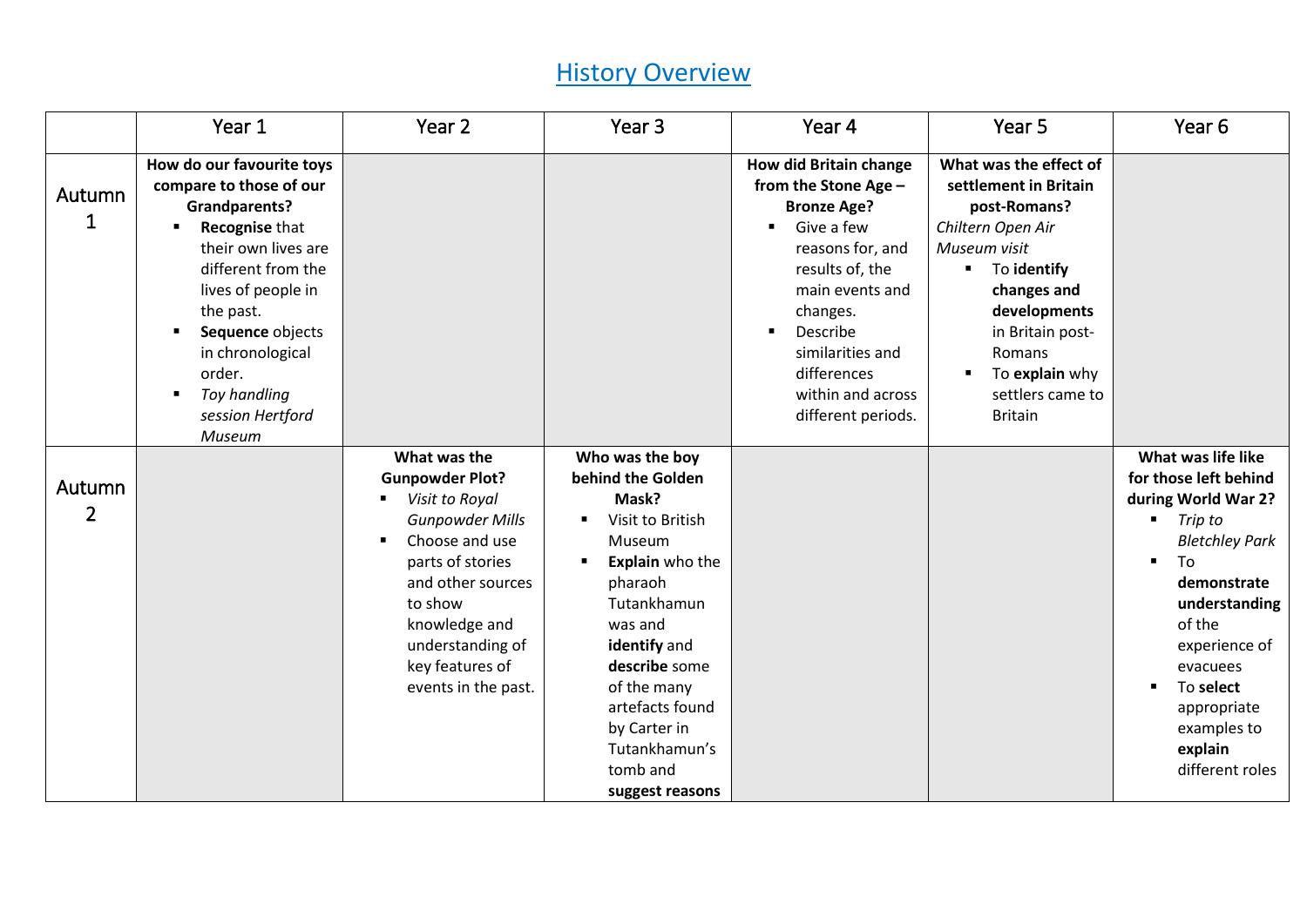# History Overview

| | Year 1 | Year 2 | Year 3 | Year 4 | Year 5 | Year 6 |
|---|---|---|---|---|---|---|
| Autumn 1 | **How do our favourite toys compare to those of our Grandparents?**<br>▪ **Recognise** that their own lives are different from the lives of people in the past.<br>▪ **Sequence** objects in chronological order.<br>▪ *Toy handling session Hertford Museum* | | | **How did Britain change from the Stone Age – Bronze Age?**<br>▪ Give a few reasons for, and results of, the main events and changes.<br>▪ Describe similarities and differences within and across different periods. | **What was the effect of settlement in Britain post-Romans?**<br>*Chiltern Open Air Museum visit*<br>▪ To **identify changes and developments** in Britain post-Romans<br>▪ To **explain** why settlers came to Britain | |
| Autumn 2 | | **What was the Gunpowder Plot?**<br>▪ *Visit to Royal Gunpowder Mills*<br>▪ Choose and use parts of stories and other sources to show knowledge and understanding of key features of events in the past. | **Who was the boy behind the Golden Mask?**<br>▪ Visit to British Museum<br>▪ **Explain** who the pharaoh Tutankhamun was and **identify** and **describe** some of the many artefacts found by Carter in Tutankhamun's tomb and **suggest reasons** | | | **What was life like for those left behind during World War 2?**<br>▪ *Trip to Bletchley Park*<br>▪ To **demonstrate understanding** of the experience of evacuees<br>▪ To **select** appropriate examples to **explain** different roles |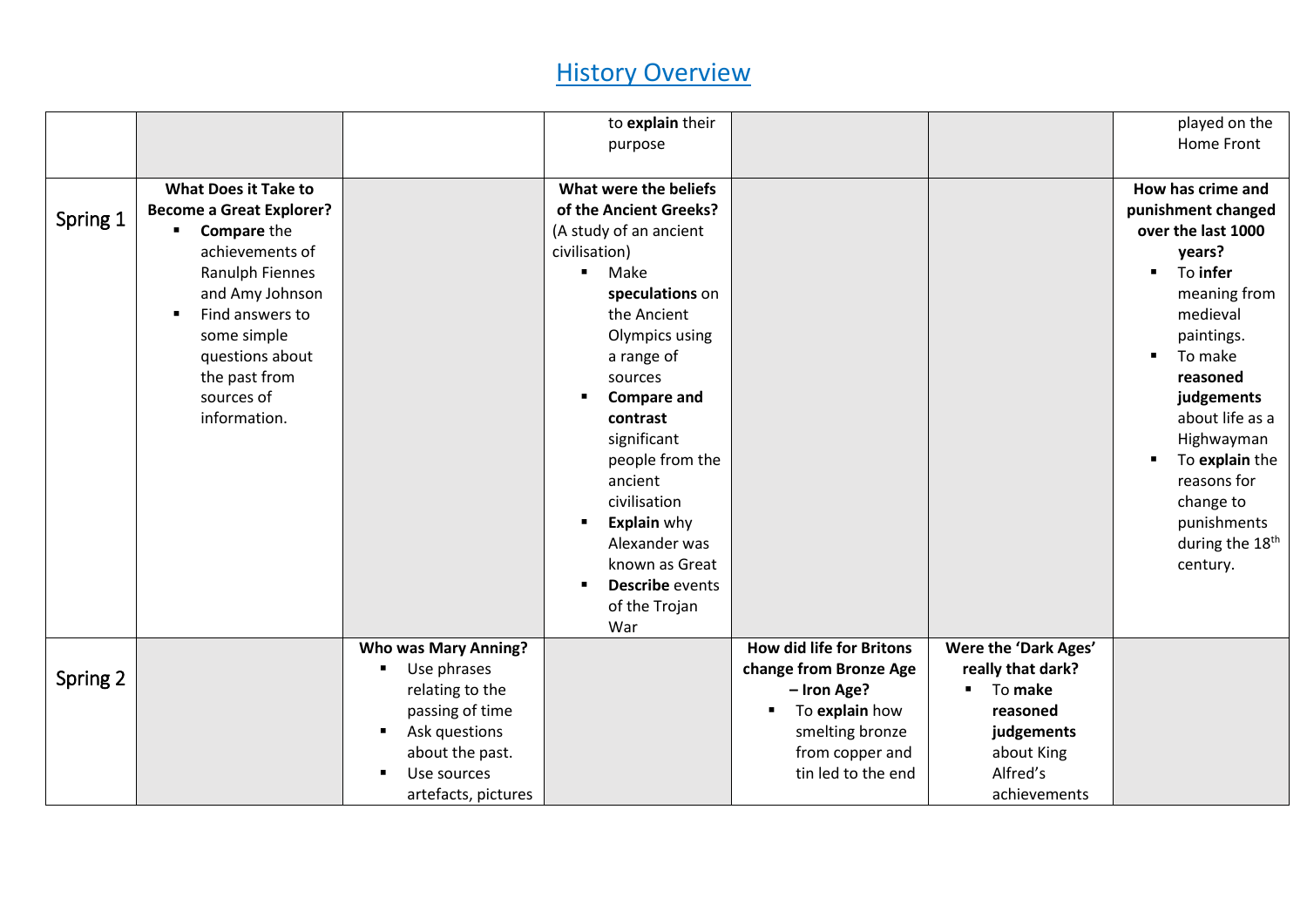# History Overview

| | | | | | | |
|---|---|---|---|---|---|---|
| | | | to **explain** their purpose | | | played on the Home Front |
| Spring 1 | **What Does it Take to Become a Great Explorer?**<br>▪ **Compare** the achievements of Ranulph Fiennes and Amy Johnson<br>▪ Find answers to some simple questions about the past from sources of information. | | **What were the beliefs of the Ancient Greeks?**<br>(A study of an ancient civilisation)<br>▪ Make **speculations** on the Ancient Olympics using a range of sources<br>▪ **Compare and contrast** significant people from the ancient civilisation<br>▪ **Explain** why Alexander was known as Great<br>▪ **Describe** events of the Trojan War | | | **How has crime and punishment changed over the last 1000 years?**<br>▪ To **infer** meaning from medieval paintings.<br>▪ To make **reasoned judgements** about life as a Highwayman<br>▪ To **explain** the reasons for change to punishments during the 18th century. |
| Spring 2 | | **Who was Mary Anning?**<br>▪ Use phrases relating to the passing of time<br>▪ Ask questions about the past.<br>▪ Use sources artefacts, pictures | | **How did life for Britons change from Bronze Age – Iron Age?**<br>▪ To **explain** how smelting bronze from copper and tin led to the end | **Were the 'Dark Ages' really that dark?**<br>▪ To **make reasoned judgements** about King Alfred's achievements | |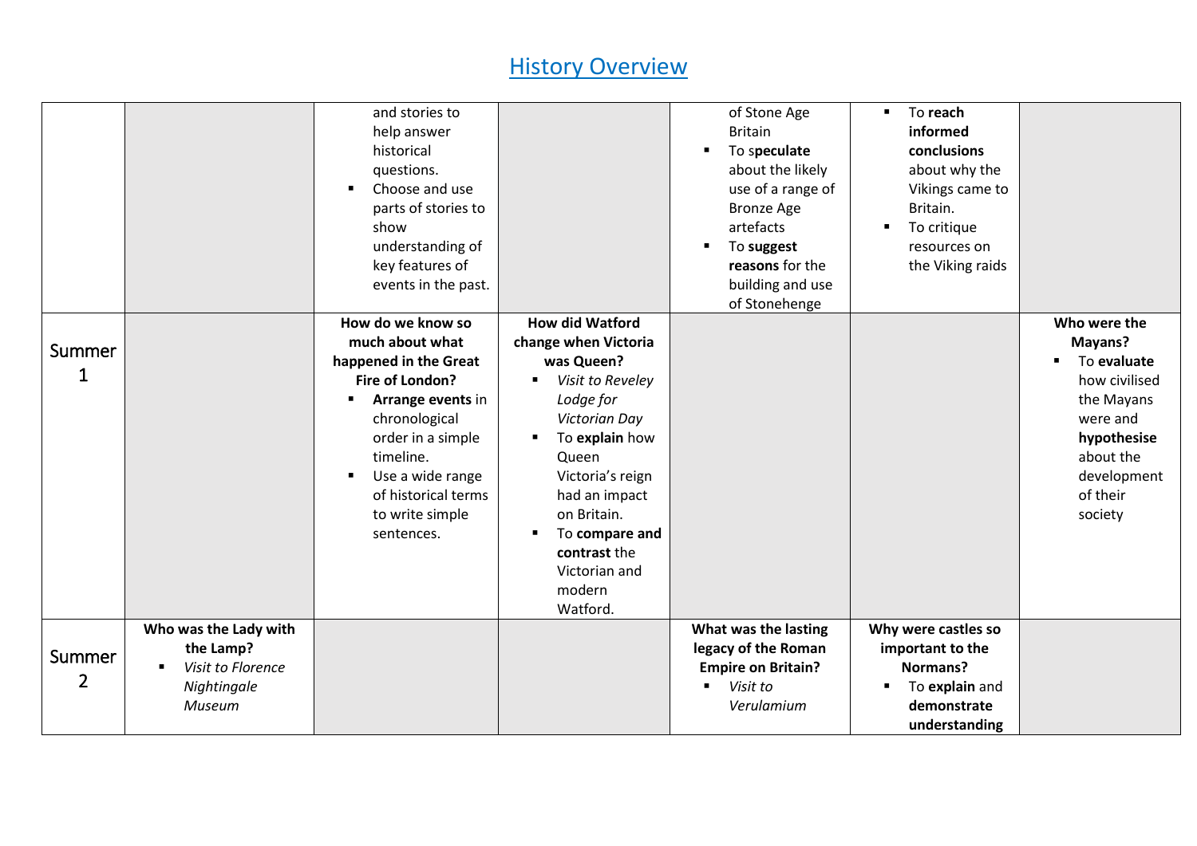# History Overview

| | | | | | | |
|---|---|---|---|---|---|---|
| | | and stories to help answer historical questions.<br>▪ Choose and use parts of stories to show understanding of key features of events in the past. | | of Stone Age Britain<br>▪ To s**peculate** about the likely use of a range of Bronze Age artefacts<br>▪ To **suggest reasons** for the building and use of Stonehenge | ▪ To **reach informed conclusions** about why the Vikings came to Britain.<br>▪ To critique resources on the Viking raids | |
| Summer 1 | | **How do we know so much about what happened in the Great Fire of London?**<br>▪ **Arrange events** in chronological order in a simple timeline.<br>▪ Use a wide range of historical terms to write simple sentences. | **How did Watford change when Victoria was Queen?**<br>▪ *Visit to Reveley Lodge for Victorian Day*<br>▪ To **explain** how Queen Victoria's reign had an impact on Britain.<br>▪ To **compare and contrast** the Victorian and modern Watford. | | | **Who were the Mayans?**<br>▪ To **evaluate** how civilised the Mayans were and **hypothesise** about the development of their society |
| Summer 2 | **Who was the Lady with the Lamp?**<br>▪ *Visit to Florence Nightingale Museum* | | | **What was the lasting legacy of the Roman Empire on Britain?**<br>▪ *Visit to Verulamium* | **Why were castles so important to the Normans?**<br>▪ To **explain** and **demonstrate understanding** | |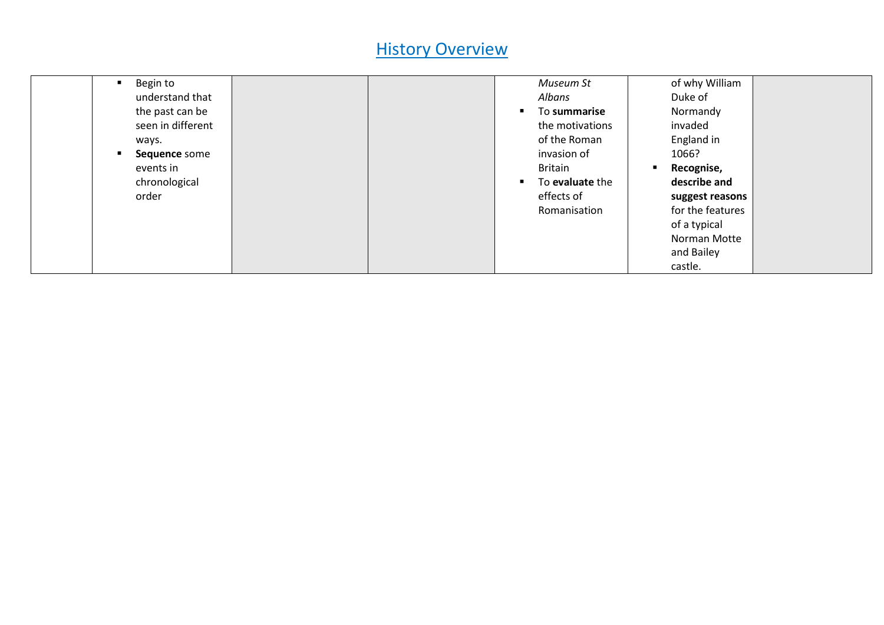# History Overview

| | | | | | | |
|---|---|---|---|---|---|---|
| | ▪ Begin to understand that the past can be seen in different ways.<br>▪ **Sequence** some events in chronological order | | | *Museum St Albans*<br>▪ To **summarise** the motivations of the Roman invasion of Britain<br>▪ To **evaluate** the effects of Romanisation | of why William Duke of Normandy invaded England in 1066?<br>▪ **Recognise, describe and suggest reasons** for the features of a typical Norman Motte and Bailey castle. | |